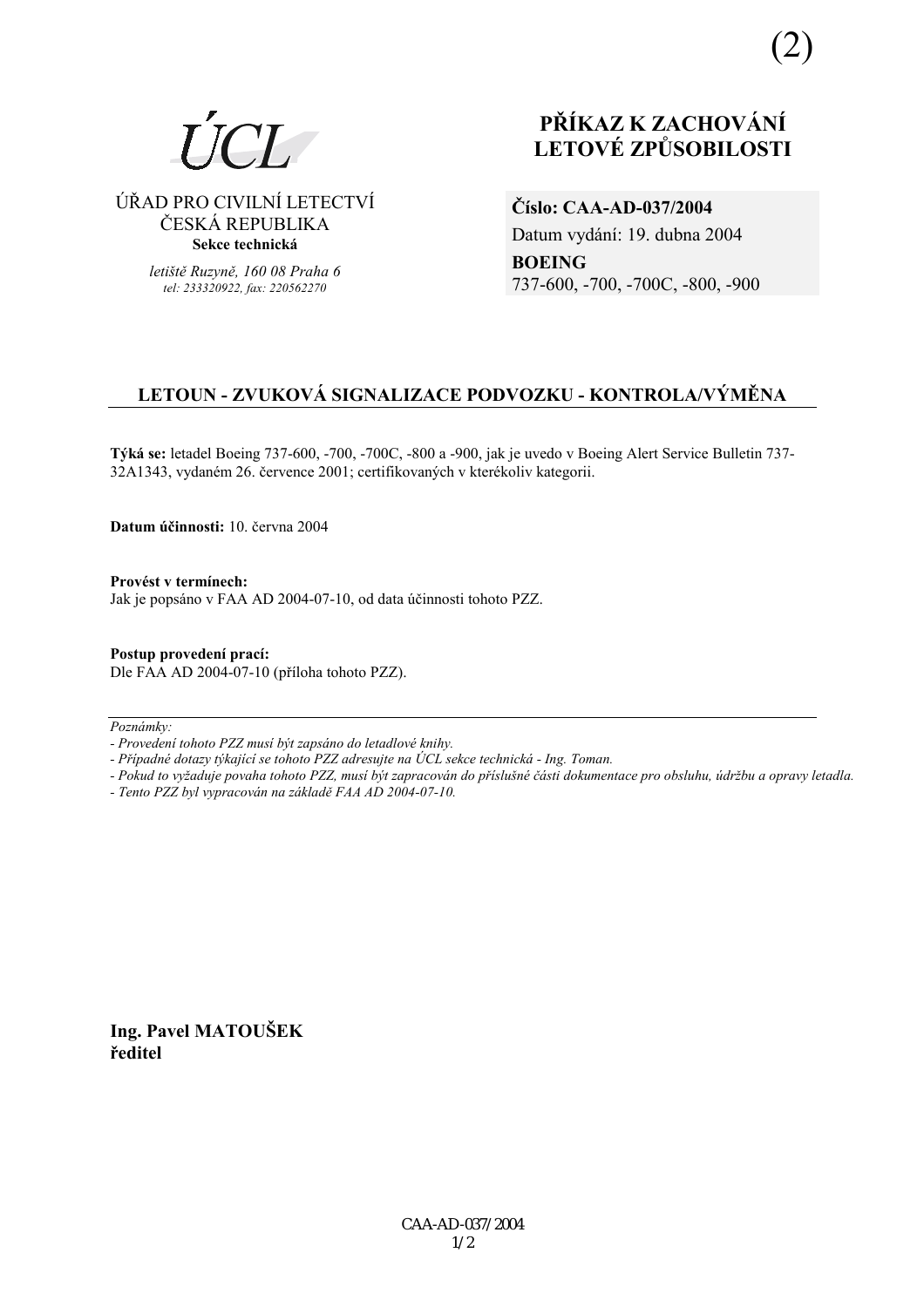(2)

ÚCL

ÚŘAD PRO CIVILNÍ LETECTVÍ
ČESKÁ REPUBLIKA
**Sekce technická**

*letiště Ruzyně, 160 08 Praha 6*
*tel: 233320922, fax: 220562270*

# PŘÍKAZ K ZACHOVÁNÍ LETOVÉ ZPŮSOBILOSTI

**Číslo: CAA-AD-037/2004**
Datum vydání: 19. dubna 2004
**BOEING**
737-600, -700, -700C, -800, -900

## LETOUN - ZVUKOVÁ SIGNALIZACE PODVOZKU - KONTROLA/VÝMĚNA

**Týká se:** letadel Boeing 737-600, -700, -700C, -800 a -900, jak je uvedo v Boeing Alert Service Bulletin 737-32A1343, vydaném 26. července 2001; certifikovaných v kterékoliv kategorii.

**Datum účinnosti:** 10. června 2004

**Provést v termínech:**
Jak je popsáno v FAA AD 2004-07-10, od data účinnosti tohoto PZZ.

**Postup provedení prací:**
Dle FAA AD 2004-07-10 (příloha tohoto PZZ).

*Poznámky:*

*- Provedení tohoto PZZ musí být zapsáno do letadlové knihy.*
*- Případné dotazy týkající se tohoto PZZ adresujte na ÚCL sekce technická - Ing. Toman.*
*- Pokud to vyžaduje povaha tohoto PZZ, musí být zapracován do příslušné části dokumentace pro obsluhu, údržbu a opravy letadla.*
*- Tento PZZ byl vypracován na základě FAA AD 2004-07-10.*

**Ing. Pavel MATOUŠEK**
**ředitel**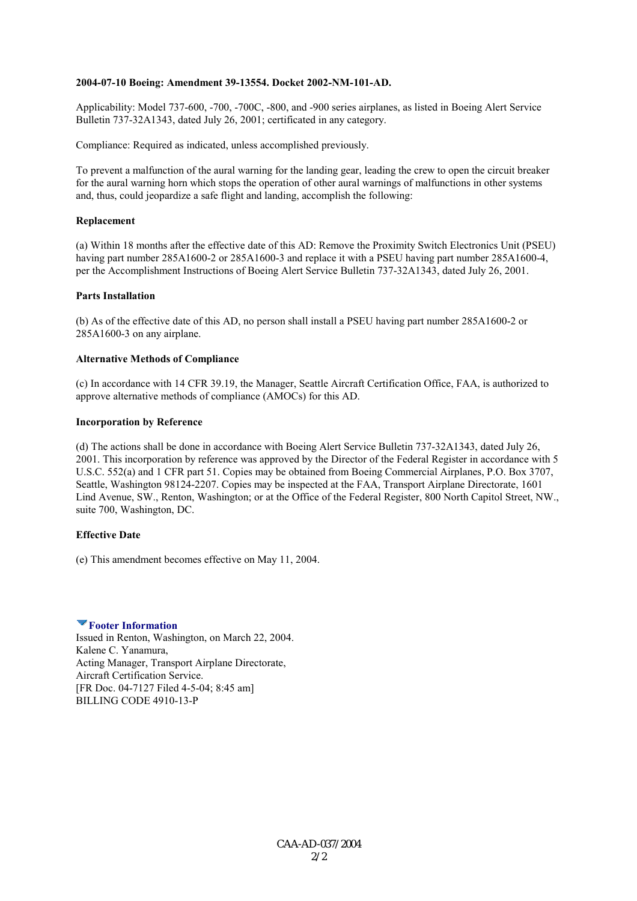**2004-07-10 Boeing: Amendment 39-13554. Docket 2002-NM-101-AD.**

Applicability: Model 737-600, -700, -700C, -800, and -900 series airplanes, as listed in Boeing Alert Service Bulletin 737-32A1343, dated July 26, 2001; certificated in any category.

Compliance: Required as indicated, unless accomplished previously.

To prevent a malfunction of the aural warning for the landing gear, leading the crew to open the circuit breaker for the aural warning horn which stops the operation of other aural warnings of malfunctions in other systems and, thus, could jeopardize a safe flight and landing, accomplish the following:

**Replacement**

(a) Within 18 months after the effective date of this AD: Remove the Proximity Switch Electronics Unit (PSEU) having part number 285A1600-2 or 285A1600-3 and replace it with a PSEU having part number 285A1600-4, per the Accomplishment Instructions of Boeing Alert Service Bulletin 737-32A1343, dated July 26, 2001.

**Parts Installation**

(b) As of the effective date of this AD, no person shall install a PSEU having part number 285A1600-2 or 285A1600-3 on any airplane.

**Alternative Methods of Compliance**

(c) In accordance with 14 CFR 39.19, the Manager, Seattle Aircraft Certification Office, FAA, is authorized to approve alternative methods of compliance (AMOCs) for this AD.

**Incorporation by Reference**

(d) The actions shall be done in accordance with Boeing Alert Service Bulletin 737-32A1343, dated July 26, 2001. This incorporation by reference was approved by the Director of the Federal Register in accordance with 5 U.S.C. 552(a) and 1 CFR part 51. Copies may be obtained from Boeing Commercial Airplanes, P.O. Box 3707, Seattle, Washington 98124-2207. Copies may be inspected at the FAA, Transport Airplane Directorate, 1601 Lind Avenue, SW., Renton, Washington; or at the Office of the Federal Register, 800 North Capitol Street, NW., suite 700, Washington, DC.

**Effective Date**

(e) This amendment becomes effective on May 11, 2004.

**Footer Information**

Issued in Renton, Washington, on March 22, 2004.
Kalene C. Yanamura,
Acting Manager, Transport Airplane Directorate,
Aircraft Certification Service.
[FR Doc. 04-7127 Filed 4-5-04; 8:45 am]
BILLING CODE 4910-13-P

CAA-AD-037/2004